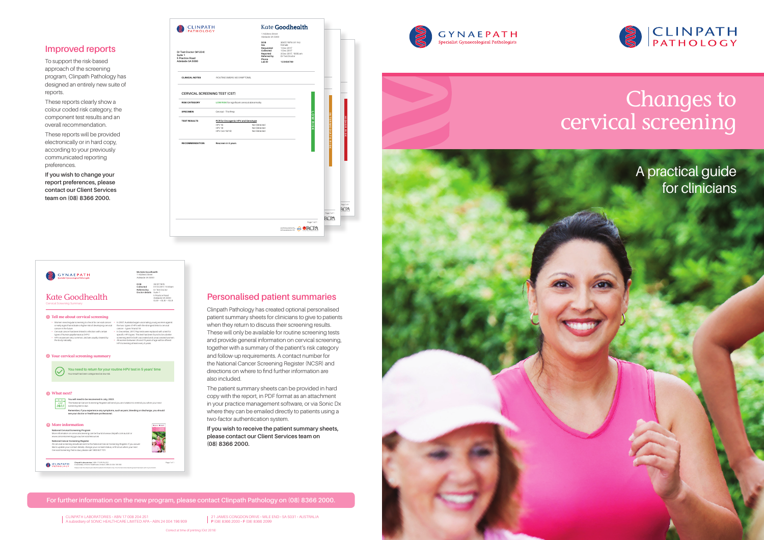# Changes to cervical screening

## A practical guide for clinicians

GYNAEPATH
Specialist Gynaecological Pathologists

CLINPATH PATHOLOGY

## Improved reports

To support the risk-based approach of the screening program, Clinpath Pathology has designed an entirely new suite of reports.

These reports clearly show a colour coded risk category, the component test results and an overall recommendation.

These reports will be provided electronically or in hard copy, according to your previously communicated reporting preferences.

**If you wish to change your report preferences, please contact our Client Services team on (08) 8366 2000.**

## Personalised patient summaries

Clinpath Pathology has created optional personalised patient summary sheets for clinicians to give to patients when they return to discuss their screening results. These will only be available for routine screening tests and provide general information on cervical screening, together with a summary of the patient's risk category and follow-up requirements. A contact number for the National Cancer Screening Register (NCSR) and directions on where to find further information are also included.

The patient summary sheets can be provided in hard copy with the report, in PDF format as an attachment in your practice management software, or via Sonic Dx where they can be emailed directly to patients using a two-factor authentication system.

**If you wish to receive the patient summary sheets, please contact our Client Services team on (08) 8366 2000.**

For further information on the new program, please contact Clinpath Pathology on (08) 8366 2000.

CLINPATH LABORATORIES - ABN 17 008 204 251
A subsidiary of SONIC HEALTHCARE LIMITED APA - ABN 24 004 196 909

21 JAMES CONGDON DRIVE - MILE END - SA 5031 - AUSTRALIA
P (08) 8366 2000 - F (08) 8366 2099

Correct at time of printing (Oct 2018)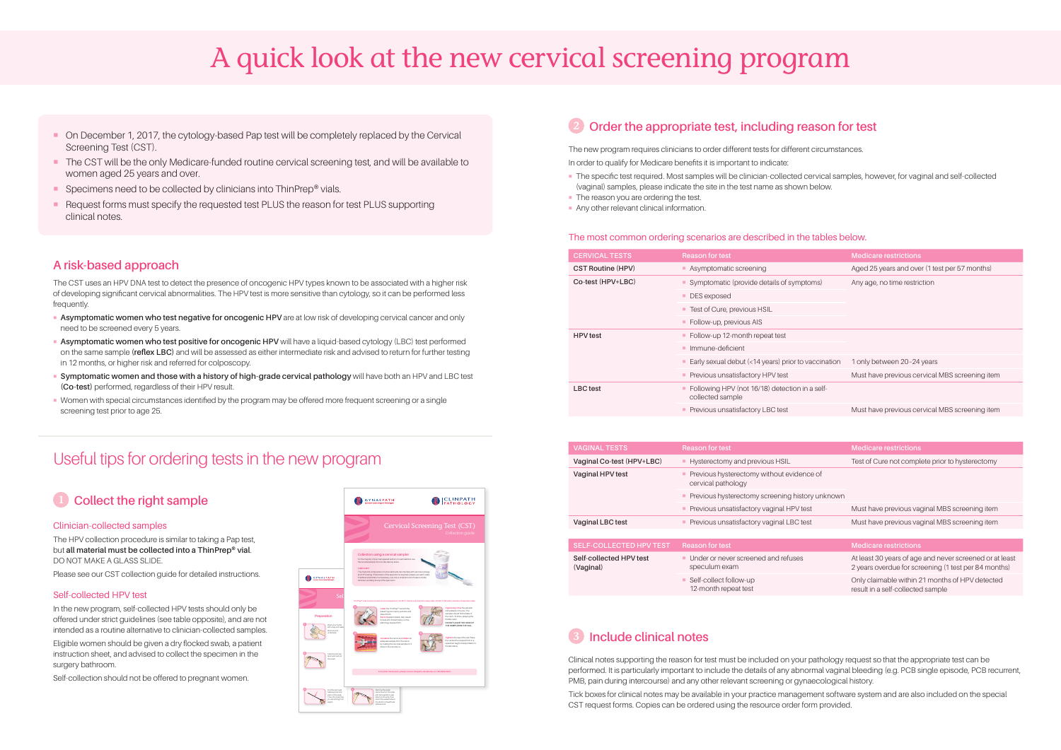# A quick look at the new cervical screening program

- On December 1, 2017, the cytology-based Pap test will be completely replaced by the Cervical Screening Test (CST).
- The CST will be the only Medicare-funded routine cervical screening test, and will be available to women aged 25 years and over.
- Specimens need to be collected by clinicians into ThinPrep® vials.
- Request forms must specify the requested test PLUS the reason for test PLUS supporting clinical notes.

## A risk-based approach

The CST uses an HPV DNA test to detect the presence of oncogenic HPV types known to be associated with a higher risk of developing significant cervical abnormalities. The HPV test is more sensitive than cytology, so it can be performed less frequently.

- **Asymptomatic women who test negative for oncogenic HPV** are at low risk of developing cervical cancer and only need to be screened every 5 years.
- **Asymptomatic women who test positive for oncogenic HPV** will have a liquid-based cytology (LBC) test performed on the same sample (**reflex LBC**) and will be assessed as either intermediate risk and advised to return for further testing in 12 months, or higher risk and referred for colposcopy.
- **Symptomatic women and those with a history of high-grade cervical pathology** will have both an HPV and LBC test (**Co-test**) performed, regardless of their HPV result.
- Women with special circumstances identified by the program may be offered more frequent screening or a single screening test prior to age 25.

# Useful tips for ordering tests in the new program

## 1 Collect the right sample

### Clinician-collected samples

The HPV collection procedure is similar to taking a Pap test, but **all material must be collected into a ThinPrep® vial**. DO NOT MAKE A GLASS SLIDE.

Please see our CST collection guide for detailed instructions.

### Self-collected HPV test

In the new program, self-collected HPV tests should only be offered under strict guidelines (see table opposite), and are not intended as a routine alternative to clinician-collected samples.

Eligible women should be given a dry flocked swab, a patient instruction sheet, and advised to collect the specimen in the surgery bathroom.

Self-collection should not be offered to pregnant women.

## 2 Order the appropriate test, including reason for test

The new program requires clinicians to order different tests for different circumstances.

In order to qualify for Medicare benefits it is important to indicate:

- The specific test required. Most samples will be clinician-collected cervical samples, however, for vaginal and self-collected (vaginal) samples, please indicate the site in the test name as shown below.
- The reason you are ordering the test.
- Any other relevant clinical information.

The most common ordering scenarios are described in the tables below.

| CERVICAL TESTS | Reason for test | Medicare restrictions |
|---|---|---|
| CST Routine (HPV) | Asymptomatic screening | Aged 25 years and over (1 test per 57 months) |
| Co-test (HPV+LBC) | Symptomatic (provide details of symptoms) | Any age, no time restriction |
| | DES exposed | |
| | Test of Cure, previous HSIL | |
| | Follow-up, previous AIS | |
| HPV test | Follow-up 12-month repeat test | |
| | Immune-deficient | |
| | Early sexual debut (<14 years) prior to vaccination | 1 only between 20–24 years |
| | Previous unsatisfactory HPV test | Must have previous cervical MBS screening item |
| LBC test | Following HPV (not 16/18) detection in a self-collected sample | |
| | Previous unsatisfactory LBC test | Must have previous cervical MBS screening item |

| VAGINAL TESTS | Reason for test | Medicare restrictions |
|---|---|---|
| Vaginal Co-test (HPV+LBC) | Hysterectomy and previous HSIL | Test of Cure not complete prior to hysterectomy |
| Vaginal HPV test | Previous hysterectomy without evidence of cervical pathology | |
| | Previous hysterectomy screening history unknown | |
| | Previous unsatisfactory vaginal HPV test | Must have previous vaginal MBS screening item |
| Vaginal LBC test | Previous unsatisfactory vaginal LBC test | Must have previous vaginal MBS screening item |

| SELF-COLLECTED HPV TEST | Reason for test | Medicare restrictions |
|---|---|---|
| Self-collected HPV test (Vaginal) | Under or never screened and refuses speculum exam | At least 30 years of age and never screened or at least 2 years overdue for screening (1 test per 84 months) |
| | Self-collect follow-up 12-month repeat test | Only claimable within 21 months of HPV detected result in a self-collected sample |

## 3 Include clinical notes

Clinical notes supporting the reason for test must be included on your pathology request so that the appropriate test can be performed. It is particularly important to include the details of any abnormal vaginal bleeding (e.g. PCB single episode, PCB recurrent, PMB, pain during intercourse) and any other relevant screening or gynaecological history.

Tick boxes for clinical notes may be available in your practice management software system and are also included on the special CST request forms. Copies can be ordered using the resource order form provided.